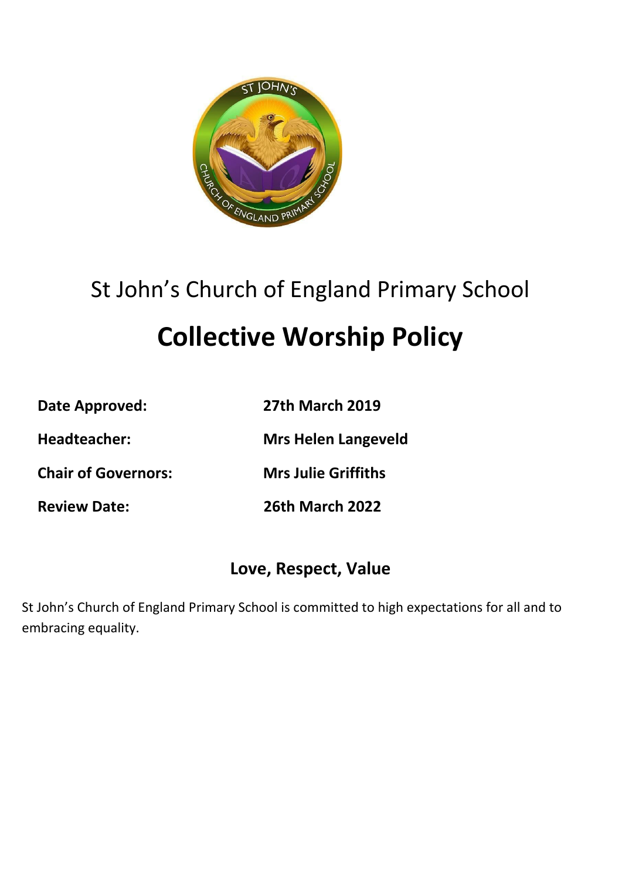St John's Church of England Primary School

# Collective Worship Policy

| | |
|---|---|
| **Date Approved:** | **27th March 2019** |
| **Headteacher:** | **Mrs Helen Langeveld** |
| **Chair of Governors:** | **Mrs Julie Griffiths** |
| **Review Date:** | **26th March 2022** |

## Love, Respect, Value

St John's Church of England Primary School is committed to high expectations for all and to embracing equality.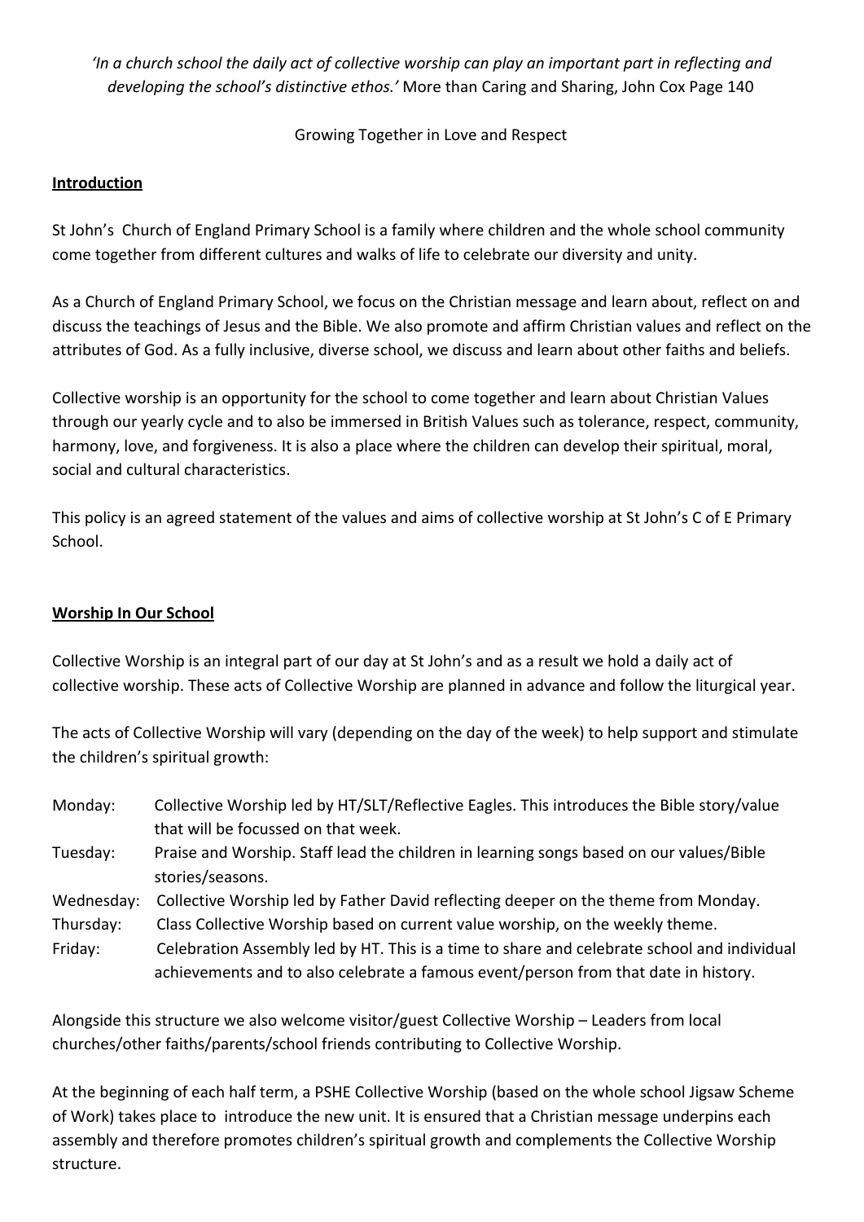*'In a church school the daily act of collective worship can play an important part in reflecting and developing the school's distinctive ethos.'* More than Caring and Sharing, John Cox Page 140

Growing Together in Love and Respect

## Introduction

St John's  Church of England Primary School is a family where children and the whole school community come together from different cultures and walks of life to celebrate our diversity and unity.

As a Church of England Primary School, we focus on the Christian message and learn about, reflect on and discuss the teachings of Jesus and the Bible. We also promote and affirm Christian values and reflect on the attributes of God. As a fully inclusive, diverse school, we discuss and learn about other faiths and beliefs.

Collective worship is an opportunity for the school to come together and learn about Christian Values through our yearly cycle and to also be immersed in British Values such as tolerance, respect, community, harmony, love, and forgiveness. It is also a place where the children can develop their spiritual, moral, social and cultural characteristics.

This policy is an agreed statement of the values and aims of collective worship at St John's C of E Primary School.

## Worship In Our School

Collective Worship is an integral part of our day at St John's and as a result we hold a daily act of collective worship. These acts of Collective Worship are planned in advance and follow the liturgical year.

The acts of Collective Worship will vary (depending on the day of the week) to help support and stimulate the children's spiritual growth:

| | |
|---|---|
| Monday: | Collective Worship led by HT/SLT/Reflective Eagles. This introduces the Bible story/value that will be focussed on that week. |
| Tuesday: | Praise and Worship. Staff lead the children in learning songs based on our values/Bible stories/seasons. |
| Wednesday: | Collective Worship led by Father David reflecting deeper on the theme from Monday. |
| Thursday: | Class Collective Worship based on current value worship, on the weekly theme. |
| Friday: | Celebration Assembly led by HT. This is a time to share and celebrate school and individual achievements and to also celebrate a famous event/person from that date in history. |

Alongside this structure we also welcome visitor/guest Collective Worship – Leaders from local churches/other faiths/parents/school friends contributing to Collective Worship.

At the beginning of each half term, a PSHE Collective Worship (based on the whole school Jigsaw Scheme of Work) takes place to  introduce the new unit. It is ensured that a Christian message underpins each assembly and therefore promotes children's spiritual growth and complements the Collective Worship structure.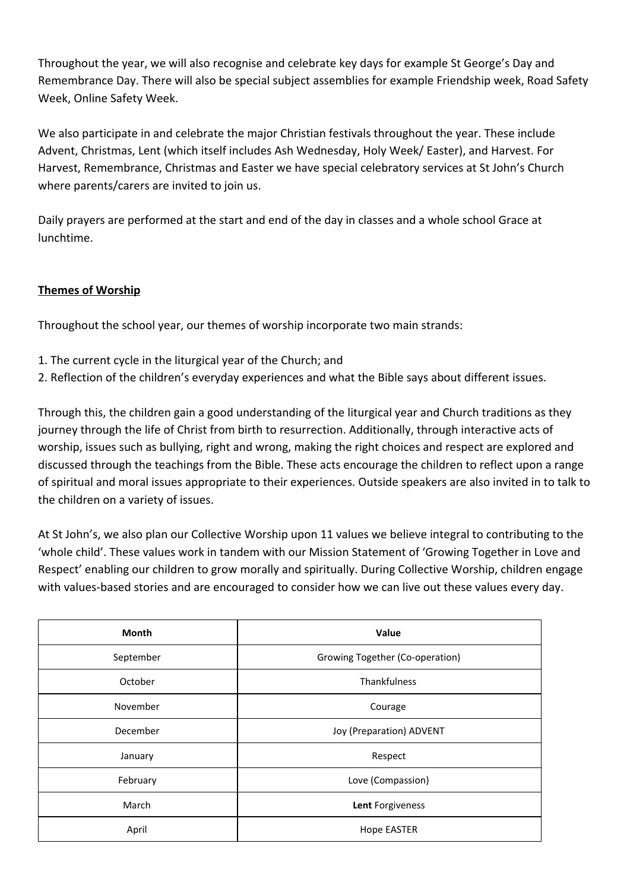Throughout the year, we will also recognise and celebrate key days for example St George's Day and Remembrance Day. There will also be special subject assemblies for example Friendship week, Road Safety Week, Online Safety Week.

We also participate in and celebrate the major Christian festivals throughout the year. These include Advent, Christmas, Lent (which itself includes Ash Wednesday, Holy Week/ Easter), and Harvest. For Harvest, Remembrance, Christmas and Easter we have special celebratory services at St John's Church where parents/carers are invited to join us.

Daily prayers are performed at the start and end of the day in classes and a whole school Grace at lunchtime.

## Themes of Worship

Throughout the school year, our themes of worship incorporate two main strands:

1. The current cycle in the liturgical year of the Church; and
2. Reflection of the children's everyday experiences and what the Bible says about different issues.

Through this, the children gain a good understanding of the liturgical year and Church traditions as they journey through the life of Christ from birth to resurrection. Additionally, through interactive acts of worship, issues such as bullying, right and wrong, making the right choices and respect are explored and discussed through the teachings from the Bible. These acts encourage the children to reflect upon a range of spiritual and moral issues appropriate to their experiences. Outside speakers are also invited in to talk to the children on a variety of issues.

At St John's, we also plan our Collective Worship upon 11 values we believe integral to contributing to the 'whole child'. These values work in tandem with our Mission Statement of 'Growing Together in Love and Respect' enabling our children to grow morally and spiritually. During Collective Worship, children engage with values-based stories and are encouraged to consider how we can live out these values every day.

| Month | Value |
|---|---|
| September | Growing Together (Co-operation) |
| October | Thankfulness |
| November | Courage |
| December | Joy (Preparation) ADVENT |
| January | Respect |
| February | Love (Compassion) |
| March | **Lent** Forgiveness |
| April | Hope EASTER |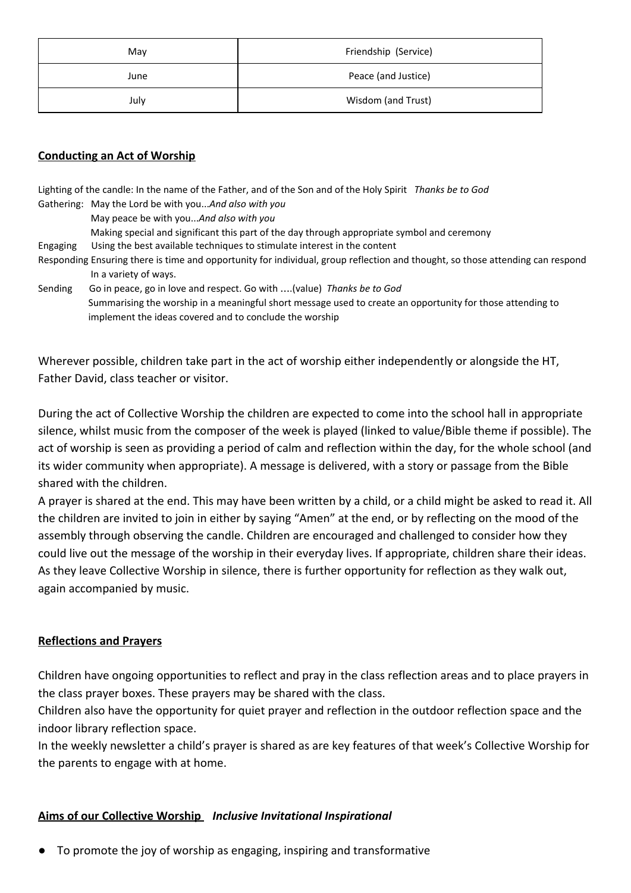| May | Friendship (Service) |
|---|---|
| June | Peace (and Justice) |
| July | Wisdom (and Trust) |

**<u>Conducting an Act of Worship</u>**

Lighting of the candle: In the name of the Father, and of the Son and of the Holy Spirit *Thanks be to God*

Gathering: May the Lord be with you...*And also with you*
May peace be with you...*And also with you*
Making special and significant this part of the day through appropriate symbol and ceremony

Engaging Using the best available techniques to stimulate interest in the content

Responding Ensuring there is time and opportunity for individual, group reflection and thought, so those attending can respond In a variety of ways.

Sending Go in peace, go in love and respect. Go with ....(value) *Thanks be to God*
Summarising the worship in a meaningful short message used to create an opportunity for those attending to implement the ideas covered and to conclude the worship

Wherever possible, children take part in the act of worship either independently or alongside the HT, Father David, class teacher or visitor.

During the act of Collective Worship the children are expected to come into the school hall in appropriate silence, whilst music from the composer of the week is played (linked to value/Bible theme if possible). The act of worship is seen as providing a period of calm and reflection within the day, for the whole school (and its wider community when appropriate). A message is delivered, with a story or passage from the Bible shared with the children.
A prayer is shared at the end. This may have been written by a child, or a child might be asked to read it. All the children are invited to join in either by saying "Amen" at the end, or by reflecting on the mood of the assembly through observing the candle. Children are encouraged and challenged to consider how they could live out the message of the worship in their everyday lives. If appropriate, children share their ideas. As they leave Collective Worship in silence, there is further opportunity for reflection as they walk out, again accompanied by music.

**<u>Reflections and Prayers</u>**

Children have ongoing opportunities to reflect and pray in the class reflection areas and to place prayers in the class prayer boxes. These prayers may be shared with the class.
Children also have the opportunity for quiet prayer and reflection in the outdoor reflection space and the indoor library reflection space.
In the weekly newsletter a child's prayer is shared as are key features of that week's Collective Worship for the parents to engage with at home.

**<u>Aims of our Collective Worship</u>** ***Inclusive Invitational Inspirational***

- To promote the joy of worship as engaging, inspiring and transformative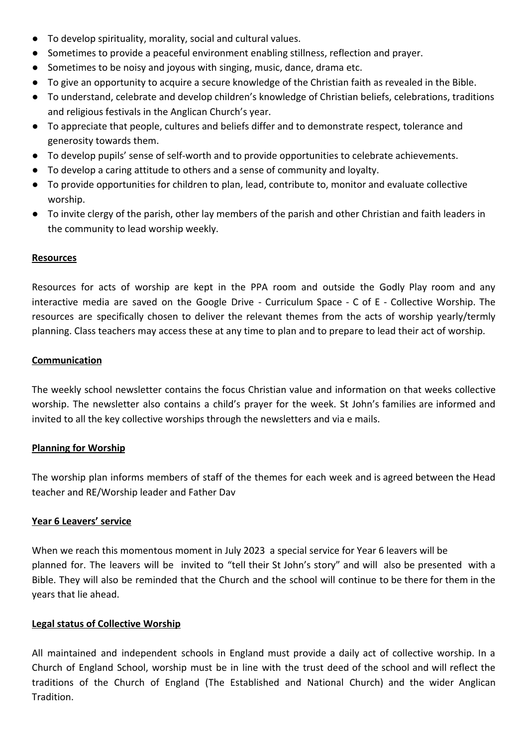- To develop spirituality, morality, social and cultural values.
- Sometimes to provide a peaceful environment enabling stillness, reflection and prayer.
- Sometimes to be noisy and joyous with singing, music, dance, drama etc.
- To give an opportunity to acquire a secure knowledge of the Christian faith as revealed in the Bible.
- To understand, celebrate and develop children's knowledge of Christian beliefs, celebrations, traditions and religious festivals in the Anglican Church's year.
- To appreciate that people, cultures and beliefs differ and to demonstrate respect, tolerance and generosity towards them.
- To develop pupils' sense of self-worth and to provide opportunities to celebrate achievements.
- To develop a caring attitude to others and a sense of community and loyalty.
- To provide opportunities for children to plan, lead, contribute to, monitor and evaluate collective worship.
- To invite clergy of the parish, other lay members of the parish and other Christian and faith leaders in the community to lead worship weekly.

**Resources**

Resources for acts of worship are kept in the PPA room and outside the Godly Play room and any interactive media are saved on the Google Drive - Curriculum Space - C of E - Collective Worship. The resources are specifically chosen to deliver the relevant themes from the acts of worship yearly/termly planning. Class teachers may access these at any time to plan and to prepare to lead their act of worship.

**Communication**

The weekly school newsletter contains the focus Christian value and information on that weeks collective worship. The newsletter also contains a child's prayer for the week. St John's families are informed and invited to all the key collective worships through the newsletters and via e mails.

**Planning for Worship**

The worship plan informs members of staff of the themes for each week and is agreed between the Head teacher and RE/Worship leader and Father Dav

**Year 6 Leavers' service**

When we reach this momentous moment in July 2023 a special service for Year 6 leavers will be planned for. The leavers will be invited to "tell their St John's story" and will also be presented with a Bible. They will also be reminded that the Church and the school will continue to be there for them in the years that lie ahead.

**Legal status of Collective Worship**

All maintained and independent schools in England must provide a daily act of collective worship. In a Church of England School, worship must be in line with the trust deed of the school and will reflect the traditions of the Church of England (The Established and National Church) and the wider Anglican Tradition.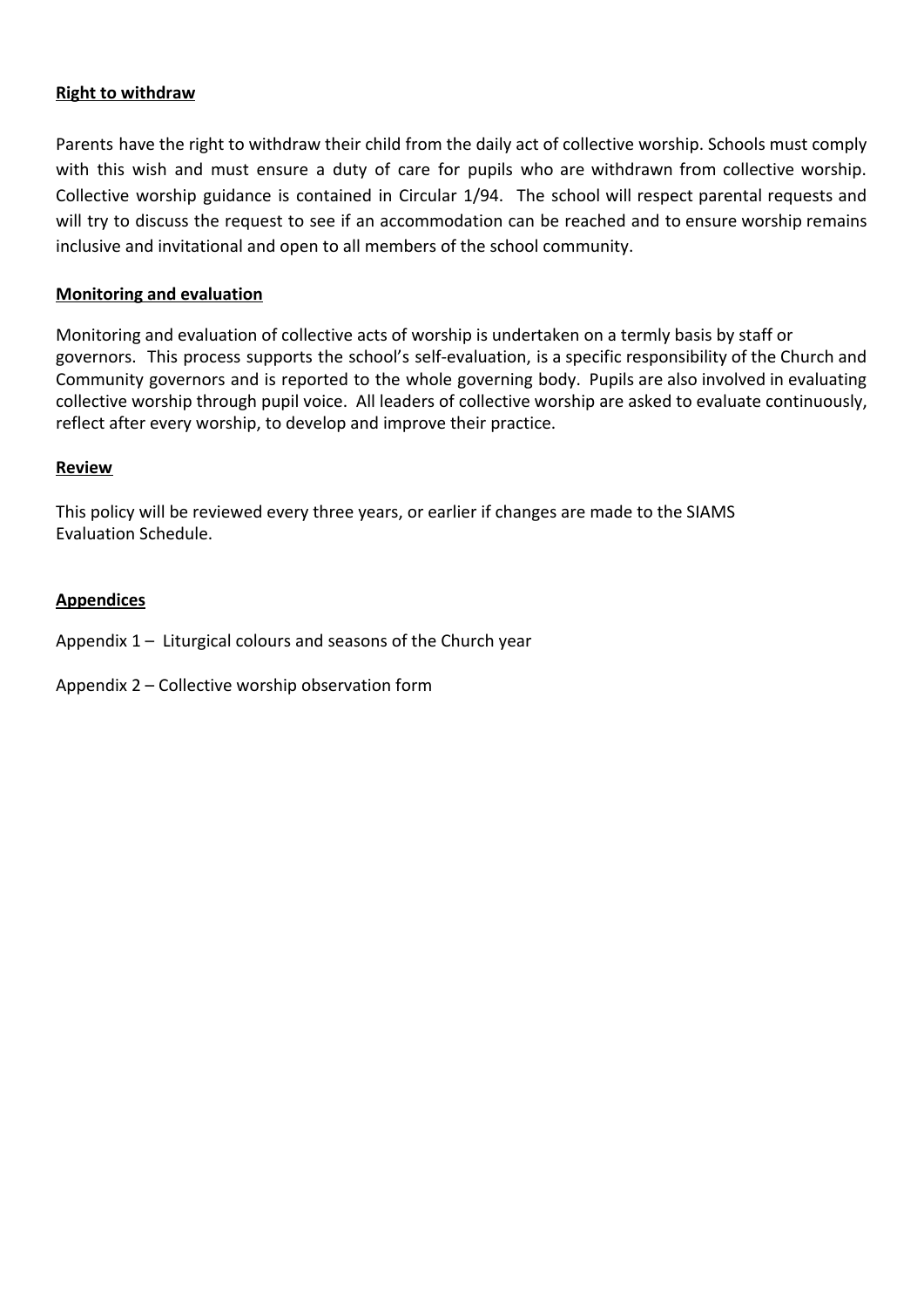**Right to withdraw**

Parents have the right to withdraw their child from the daily act of collective worship. Schools must comply with this wish and must ensure a duty of care for pupils who are withdrawn from collective worship. Collective worship guidance is contained in Circular 1/94. The school will respect parental requests and will try to discuss the request to see if an accommodation can be reached and to ensure worship remains inclusive and invitational and open to all members of the school community.

**Monitoring and evaluation**

Monitoring and evaluation of collective acts of worship is undertaken on a termly basis by staff or governors. This process supports the school's self-evaluation, is a specific responsibility of the Church and Community governors and is reported to the whole governing body. Pupils are also involved in evaluating collective worship through pupil voice. All leaders of collective worship are asked to evaluate continuously, reflect after every worship, to develop and improve their practice.

**Review**

This policy will be reviewed every three years, or earlier if changes are made to the SIAMS Evaluation Schedule.

**Appendices**

Appendix 1 – Liturgical colours and seasons of the Church year

Appendix 2 – Collective worship observation form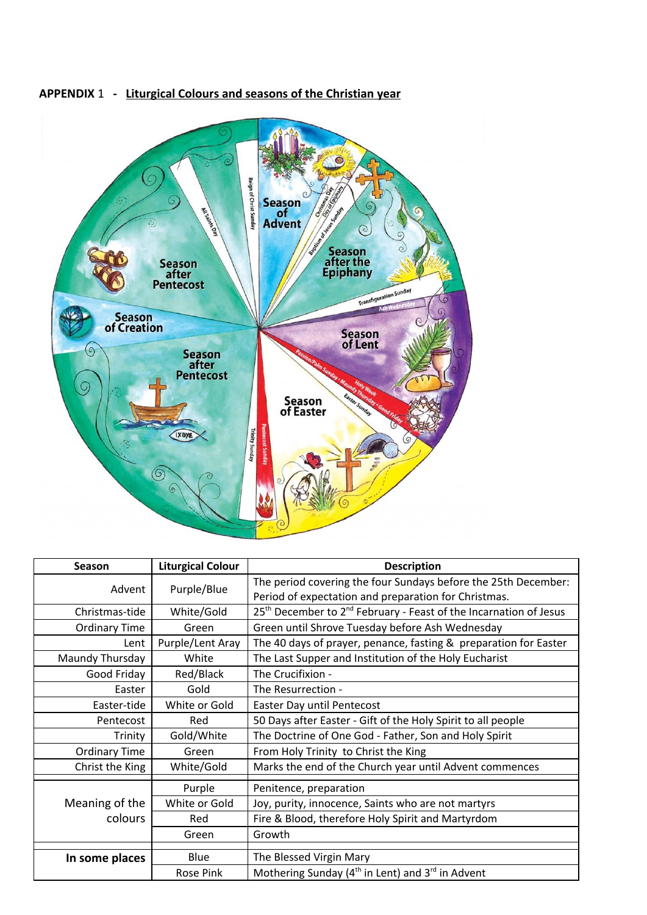**APPENDIX** 1 - **Liturgical Colours and seasons of the Christian year**

| Season | Liturgical Colour | Description |
|---|---|---|
| Advent | Purple/Blue | The period covering the four Sundays before the 25th December: Period of expectation and preparation for Christmas. |
| Christmas-tide | White/Gold | 25th December to 2nd February - Feast of the Incarnation of Jesus |
| Ordinary Time | Green | Green until Shrove Tuesday before Ash Wednesday |
| Lent | Purple/Lent Aray | The 40 days of prayer, penance, fasting & preparation for Easter |
| Maundy Thursday | White | The Last Supper and Institution of the Holy Eucharist |
| Good Friday | Red/Black | The Crucifixion - |
| Easter | Gold | The Resurrection - |
| Easter-tide | White or Gold | Easter Day until Pentecost |
| Pentecost | Red | 50 Days after Easter - Gift of the Holy Spirit to all people |
| Trinity | Gold/White | The Doctrine of One God - Father, Son and Holy Spirit |
| Ordinary Time | Green | From Holy Trinity to Christ the King |
| Christ the King | White/Gold | Marks the end of the Church year until Advent commences |
| | | |
| Meaning of the colours | Purple | Penitence, preparation |
| | White or Gold | Joy, purity, innocence, Saints who are not martyrs |
| | Red | Fire & Blood, therefore Holy Spirit and Martyrdom |
| | Green | Growth |
| | | |
| **In some places** | Blue | The Blessed Virgin Mary |
| | Rose Pink | Mothering Sunday (4th in Lent) and 3rd in Advent |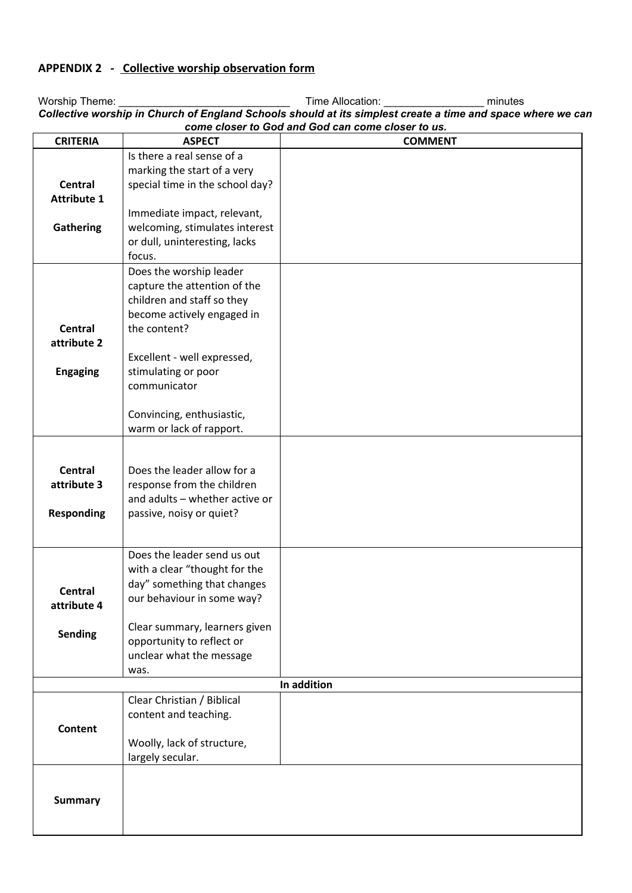## APPENDIX 2 - Collective worship observation form

Worship Theme: ____________________________ Time Allocation: ________________ minutes

***Collective worship in Church of England Schools should at its simplest create a time and space where we can come closer to God and God can come closer to us.***

| CRITERIA | ASPECT | COMMENT |
|---|---|---|
| **Central Attribute 1**<br><br>**Gathering** | Is there a real sense of a marking the start of a very special time in the school day?<br><br>Immediate impact, relevant, welcoming, stimulates interest or dull, uninteresting, lacks focus. | |
| **Central attribute 2**<br><br>**Engaging** | Does the worship leader capture the attention of the children and staff so they become actively engaged in the content?<br><br>Excellent - well expressed, stimulating or poor communicator<br><br>Convincing, enthusiastic, warm or lack of rapport. | |
| **Central attribute 3**<br><br>**Responding** | Does the leader allow for a response from the children and adults – whether active or passive, noisy or quiet? | |
| **Central attribute 4**<br><br>**Sending** | Does the leader send us out with a clear "thought for the day" something that changes our behaviour in some way?<br><br>Clear summary, learners given opportunity to reflect or unclear what the message was. | |
| | **In addition** | |
| **Content** | Clear Christian / Biblical content and teaching.<br><br>Woolly, lack of structure, largely secular. | |
| **Summary** | | |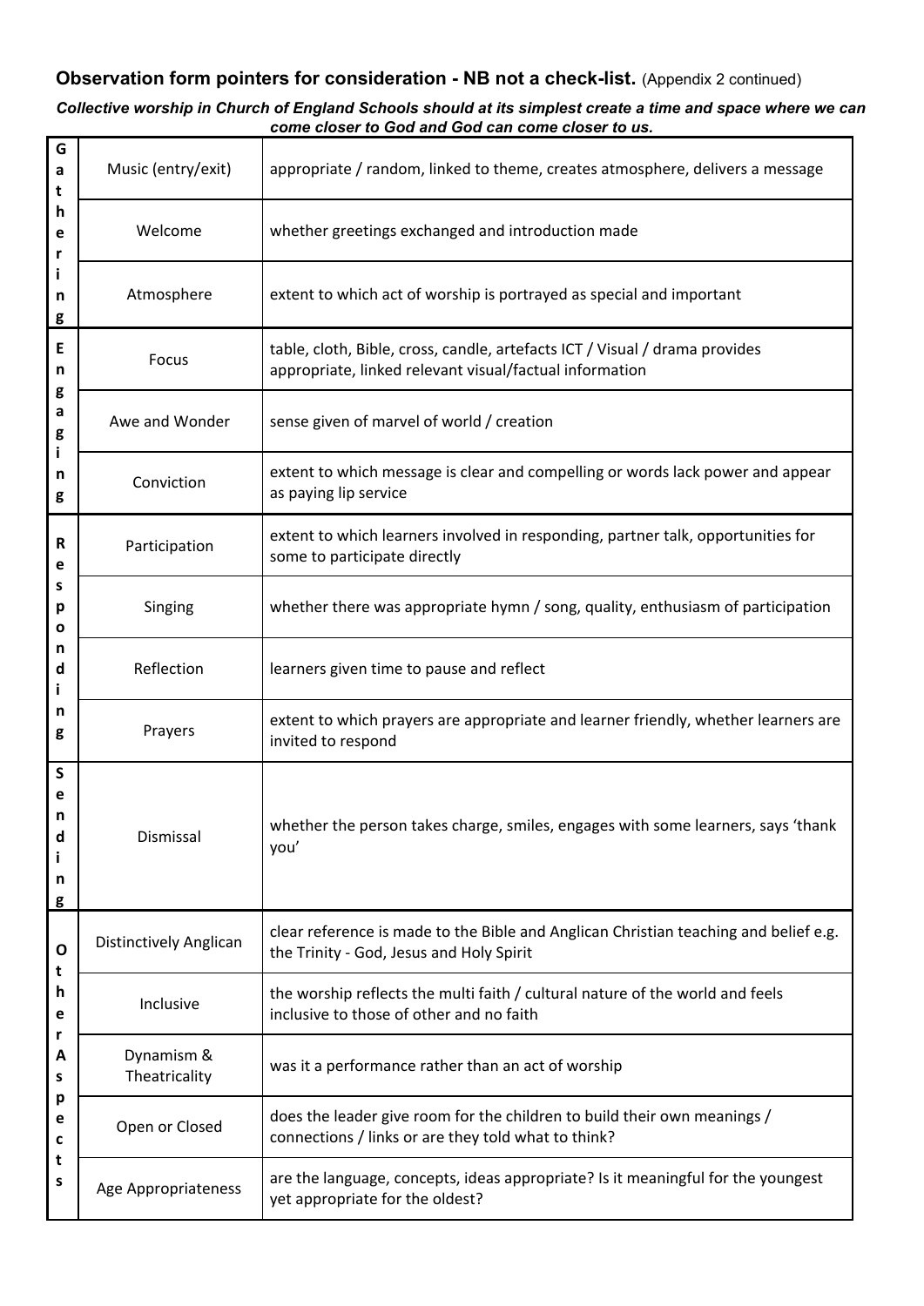**Observation form pointers for consideration - NB not a check-list.** (Appendix 2 continued)

***Collective worship in Church of England Schools should at its simplest create a time and space where we can come closer to God and God can come closer to us.***

| | | |
|---|---|---|
| **Gathering** | Music (entry/exit) | appropriate / random, linked to theme, creates atmosphere, delivers a message |
| | Welcome | whether greetings exchanged and introduction made |
| | Atmosphere | extent to which act of worship is portrayed as special and important |
| **Engaging** | Focus | table, cloth, Bible, cross, candle, artefacts ICT / Visual / drama provides appropriate, linked relevant visual/factual information |
| | Awe and Wonder | sense given of marvel of world / creation |
| | Conviction | extent to which message is clear and compelling or words lack power and appear as paying lip service |
| **Responding** | Participation | extent to which learners involved in responding, partner talk, opportunities for some to participate directly |
| | Singing | whether there was appropriate hymn / song, quality, enthusiasm of participation |
| | Reflection | learners given time to pause and reflect |
| | Prayers | extent to which prayers are appropriate and learner friendly, whether learners are invited to respond |
| **Sending** | Dismissal | whether the person takes charge, smiles, engages with some learners, says 'thank you' |
| **Other Aspects** | Distinctively Anglican | clear reference is made to the Bible and Anglican Christian teaching and belief e.g. the Trinity - God, Jesus and Holy Spirit |
| | Inclusive | the worship reflects the multi faith / cultural nature of the world and feels inclusive to those of other and no faith |
| | Dynamism & Theatricality | was it a performance rather than an act of worship |
| | Open or Closed | does the leader give room for the children to build their own meanings / connections / links or are they told what to think? |
| | Age Appropriateness | are the language, concepts, ideas appropriate? Is it meaningful for the youngest yet appropriate for the oldest? |